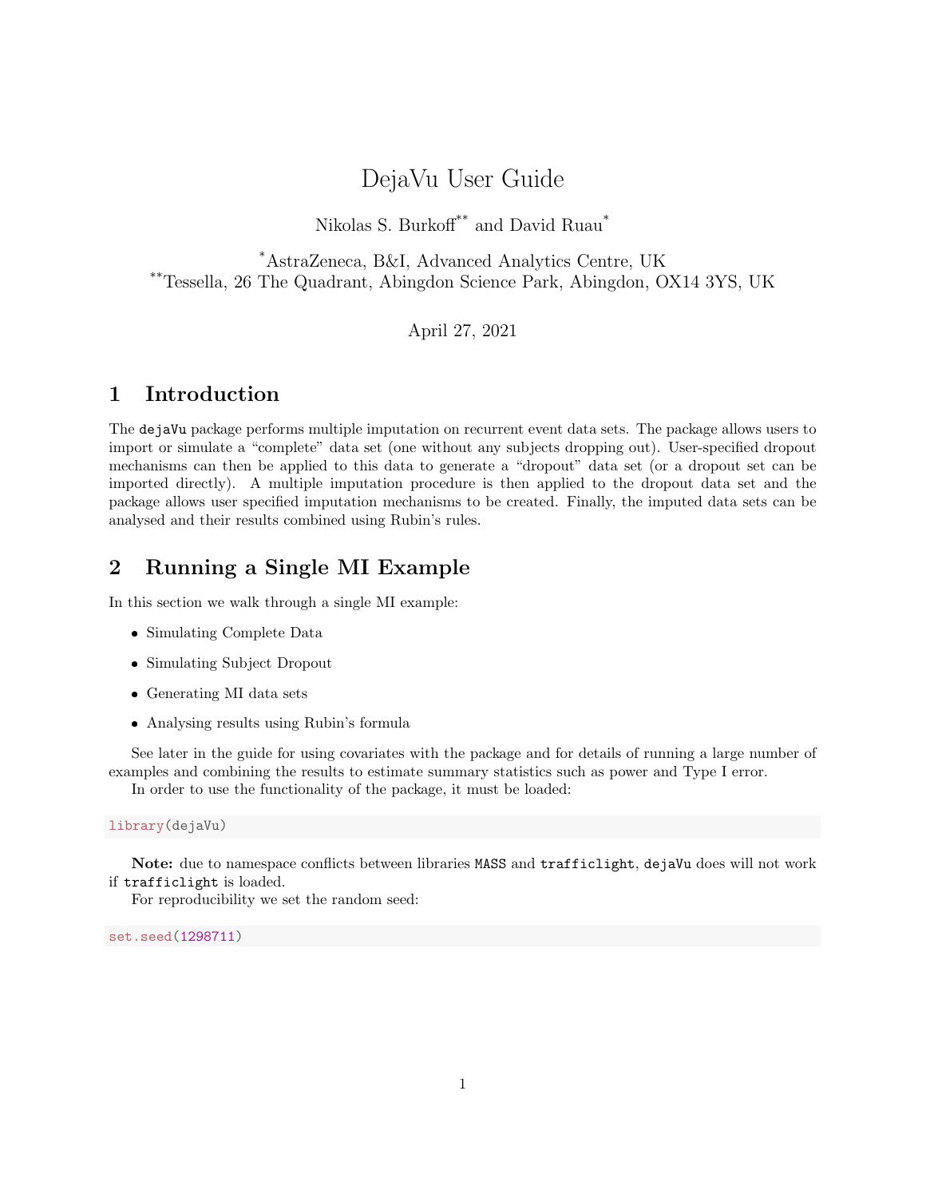# DejaVu User Guide

Nikolas S. Burkoff[**] and David Ruau[*]

[*]AstraZeneca, B&I, Advanced Analytics Centre, UK
[**]Tessella, 26 The Quadrant, Abingdon Science Park, Abingdon, OX14 3YS, UK

April 27, 2021

## 1 Introduction

The `dejaVu` package performs multiple imputation on recurrent event data sets. The package allows users to import or simulate a "complete" data set (one without any subjects dropping out). User-specified dropout mechanisms can then be applied to this data to generate a "dropout" data set (or a dropout set can be imported directly). A multiple imputation procedure is then applied to the dropout data set and the package allows user specified imputation mechanisms to be created. Finally, the imputed data sets can be analysed and their results combined using Rubin's rules.

## 2 Running a Single MI Example

In this section we walk through a single MI example:

- Simulating Complete Data
- Simulating Subject Dropout
- Generating MI data sets
- Analysing results using Rubin's formula

See later in the guide for using covariates with the package and for details of running a large number of examples and combining the results to estimate summary statistics such as power and Type I error.

In order to use the functionality of the package, it must be loaded:

```
library(dejaVu)
```

**Note:** due to namespace conflicts between libraries `MASS` and `trafficlight`, `dejaVu` does will not work if `trafficlight` is loaded.

For reproducibility we set the random seed:

```
set.seed(1298711)
```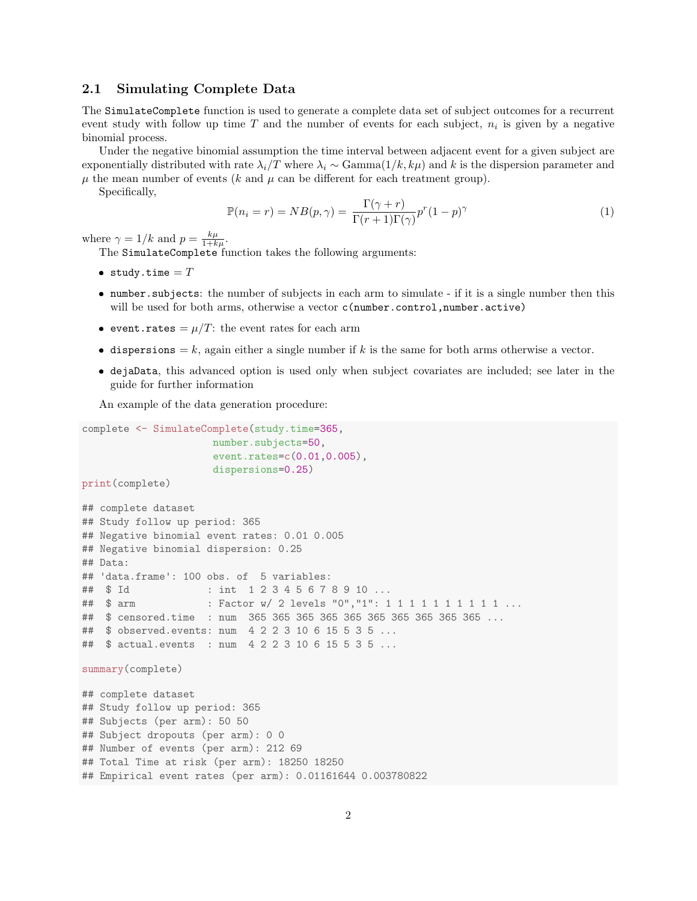## 2.1 Simulating Complete Data

The `SimulateComplete` function is used to generate a complete data set of subject outcomes for a recurrent event study with follow up time $T$ and the number of events for each subject, $n_i$ is given by a negative binomial process.

Under the negative binomial assumption the time interval between adjacent event for a given subject are exponentially distributed with rate $\lambda_i/T$ where $\lambda_i \sim \text{Gamma}(1/k, k\mu)$ and $k$ is the dispersion parameter and $\mu$ the mean number of events ($k$ and $\mu$ can be different for each treatment group).

Specifically,

$$\mathbb{P}(n_i = r) = NB(p, \gamma) = \frac{\Gamma(\gamma + r)}{\Gamma(r+1)\Gamma(\gamma)} p^r (1-p)^\gamma \tag{1}$$

where $\gamma = 1/k$ and $p = \frac{k\mu}{1+k\mu}$.

The `SimulateComplete` function takes the following arguments:

- `study.time` $= T$
- `number.subjects`: the number of subjects in each arm to simulate - if it is a single number then this will be used for both arms, otherwise a vector `c(number.control,number.active)`
- `event.rates` $= \mu/T$: the event rates for each arm
- `dispersions` $= k$, again either a single number if $k$ is the same for both arms otherwise a vector.
- `dejaData`, this advanced option is used only when subject covariates are included; see later in the guide for further information

An example of the data generation procedure:

```
complete <- SimulateComplete(study.time=365,
                     number.subjects=50,
                     event.rates=c(0.01,0.005),
                     dispersions=0.25)
print(complete)

## complete dataset
## Study follow up period: 365
## Negative binomial event rates: 0.01 0.005
## Negative binomial dispersion: 0.25
## Data:
## 'data.frame': 100 obs. of  5 variables:
##  $ Id             : int  1 2 3 4 5 6 7 8 9 10 ...
##  $ arm            : Factor w/ 2 levels "0","1": 1 1 1 1 1 1 1 1 1 1 ...
##  $ censored.time  : num  365 365 365 365 365 365 365 365 365 365 ...
##  $ observed.events: num  4 2 2 3 10 6 15 5 3 5 ...
##  $ actual.events  : num  4 2 2 3 10 6 15 5 3 5 ...

summary(complete)

## complete dataset
## Study follow up period: 365
## Subjects (per arm): 50 50
## Subject dropouts (per arm): 0 0
## Number of events (per arm): 212 69
## Total Time at risk (per arm): 18250 18250
## Empirical event rates (per arm): 0.01161644 0.003780822
```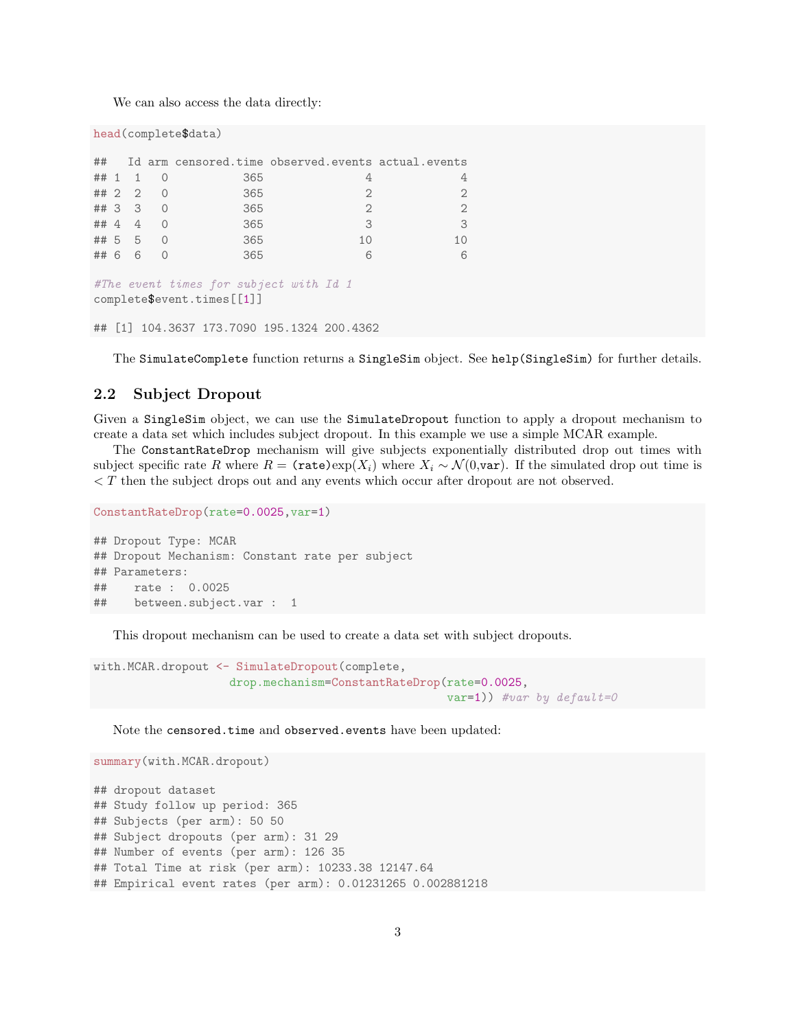We can also access the data directly:

```
head(complete$data)

##   Id arm censored.time observed.events actual.events
## 1  1   0           365               4             4
## 2  2   0           365               2             2
## 3  3   0           365               2             2
## 4  4   0           365               3             3
## 5  5   0           365              10            10
## 6  6   0           365               6             6

#The event times for subject with Id 1
complete$event.times[[1]]

## [1] 104.3637 173.7090 195.1324 200.4362
```

The `SimulateComplete` function returns a `SingleSim` object. See `help(SingleSim)` for further details.

## 2.2 Subject Dropout

Given a `SingleSim` object, we can use the `SimulateDropout` function to apply a dropout mechanism to create a data set which includes subject dropout. In this example we use a simple MCAR example.

The `ConstantRateDrop` mechanism will give subjects exponentially distributed drop out times with subject specific rate $R$ where $R = (\texttt{rate})\exp(X_i)$ where $X_i \sim \mathcal{N}(0,\texttt{var})$. If the simulated drop out time is $< T$ then the subject drops out and any events which occur after dropout are not observed.

```
ConstantRateDrop(rate=0.0025,var=1)

## Dropout Type: MCAR
## Dropout Mechanism: Constant rate per subject
## Parameters:
##    rate :  0.0025
##    between.subject.var :  1
```

This dropout mechanism can be used to create a data set with subject dropouts.

```
with.MCAR.dropout <- SimulateDropout(complete,
                    drop.mechanism=ConstantRateDrop(rate=0.0025,
                                                    var=1)) #var by default=0
```

Note the `censored.time` and `observed.events` have been updated:

```
summary(with.MCAR.dropout)

## dropout dataset
## Study follow up period: 365
## Subjects (per arm): 50 50
## Subject dropouts (per arm): 31 29
## Number of events (per arm): 126 35
## Total Time at risk (per arm): 10233.38 12147.64
## Empirical event rates (per arm): 0.01231265 0.002881218
```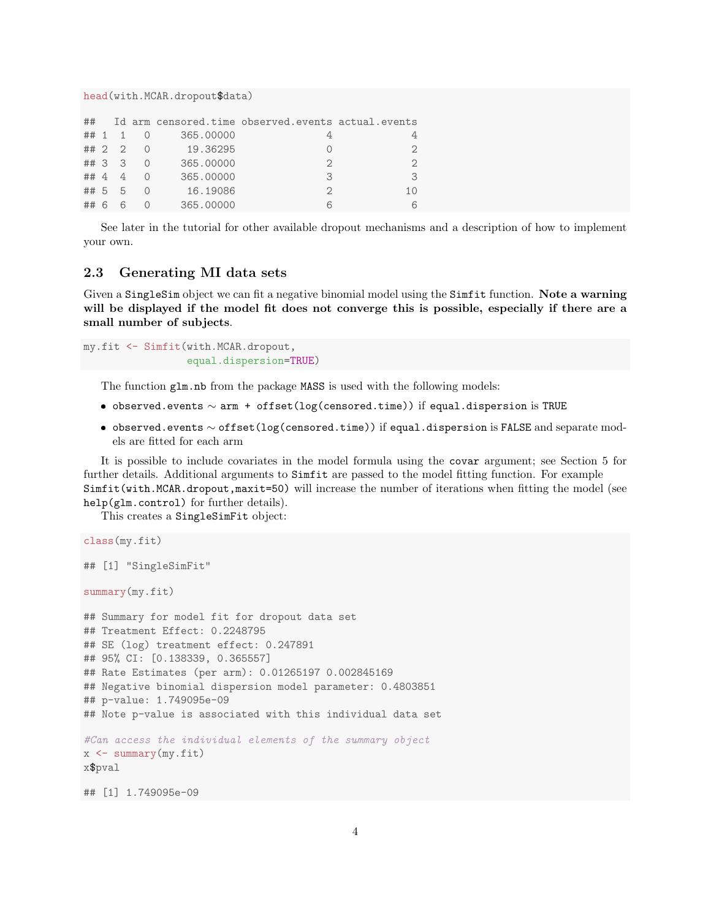```
head(with.MCAR.dropout$data)

##   Id arm censored.time observed.events actual.events
## 1  1   0     365.00000               4             4
## 2  2   0      19.36295               0             2
## 3  3   0     365.00000               2             2
## 4  4   0     365.00000               3             3
## 5  5   0      16.19086               2            10
## 6  6   0     365.00000               6             6
```

See later in the tutorial for other available dropout mechanisms and a description of how to implement your own.

## 2.3 Generating MI data sets

Given a `SingleSim` object we can fit a negative binomial model using the `Simfit` function. **Note a warning will be displayed if the model fit does not converge this is possible, especially if there are a small number of subjects**.

```
my.fit <- Simfit(with.MCAR.dropout,
                 equal.dispersion=TRUE)
```

The function `glm.nb` from the package `MASS` is used with the following models:

- `observed.events` ∼ `arm + offset(log(censored.time))` if `equal.dispersion` is `TRUE`
- `observed.events` ∼ `offset(log(censored.time))` if `equal.dispersion` is `FALSE` and separate models are fitted for each arm

It is possible to include covariates in the model formula using the `covar` argument; see Section 5 for further details. Additional arguments to `Simfit` are passed to the model fitting function. For example `Simfit(with.MCAR.dropout,maxit=50)` will increase the number of iterations when fitting the model (see `help(glm.control)` for further details).

This creates a `SingleSimFit` object:

```
class(my.fit)

## [1] "SingleSimFit"

summary(my.fit)

## Summary for model fit for dropout data set
## Treatment Effect: 0.2248795
## SE (log) treatment effect: 0.247891
## 95% CI: [0.138339, 0.365557]
## Rate Estimates (per arm): 0.01265197 0.002845169
## Negative binomial dispersion model parameter: 0.4803851
## p-value: 1.749095e-09
## Note p-value is associated with this individual data set

#Can access the individual elements of the summary object
x <- summary(my.fit)
x$pval

## [1] 1.749095e-09
```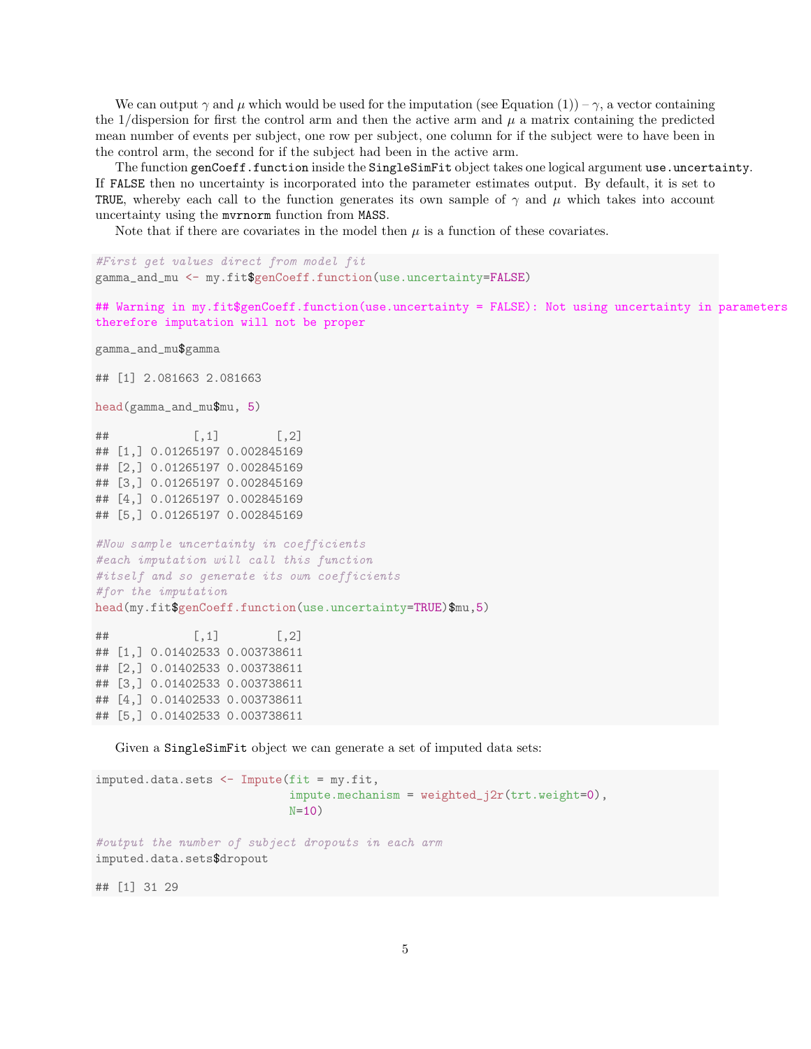We can output $\gamma$ and $\mu$ which would be used for the imputation (see Equation (1)) – $\gamma$, a vector containing the 1/dispersion for first the control arm and then the active arm and $\mu$ a matrix containing the predicted mean number of events per subject, one row per subject, one column for if the subject were to have been in the control arm, the second for if the subject had been in the active arm.

The function `genCoeff.function` inside the `SingleSimFit` object takes one logical argument `use.uncertainty`. If `FALSE` then no uncertainty is incorporated into the parameter estimates output. By default, it is set to `TRUE`, whereby each call to the function generates its own sample of $\gamma$ and $\mu$ which takes into account uncertainty using the `mvrnorm` function from `MASS`.

Note that if there are covariates in the model then $\mu$ is a function of these covariates.

```
#First get values direct from model fit
gamma_and_mu <- my.fit$genCoeff.function(use.uncertainty=FALSE)

## Warning in my.fit$genCoeff.function(use.uncertainty = FALSE): Not using uncertainty in parameters
therefore imputation will not be proper

gamma_and_mu$gamma

## [1] 2.081663 2.081663

head(gamma_and_mu$mu, 5)

##            [,1]        [,2]
## [1,] 0.01265197 0.002845169
## [2,] 0.01265197 0.002845169
## [3,] 0.01265197 0.002845169
## [4,] 0.01265197 0.002845169
## [5,] 0.01265197 0.002845169

#Now sample uncertainty in coefficients
#each imputation will call this function
#itself and so generate its own coefficients
#for the imputation
head(my.fit$genCoeff.function(use.uncertainty=TRUE)$mu,5)

##            [,1]        [,2]
## [1,] 0.01402533 0.003738611
## [2,] 0.01402533 0.003738611
## [3,] 0.01402533 0.003738611
## [4,] 0.01402533 0.003738611
## [5,] 0.01402533 0.003738611
```

Given a `SingleSimFit` object we can generate a set of imputed data sets:

```
imputed.data.sets <- Impute(fit = my.fit,
                            impute.mechanism = weighted_j2r(trt.weight=0),
                            N=10)

#output the number of subject dropouts in each arm
imputed.data.sets$dropout

## [1] 31 29
```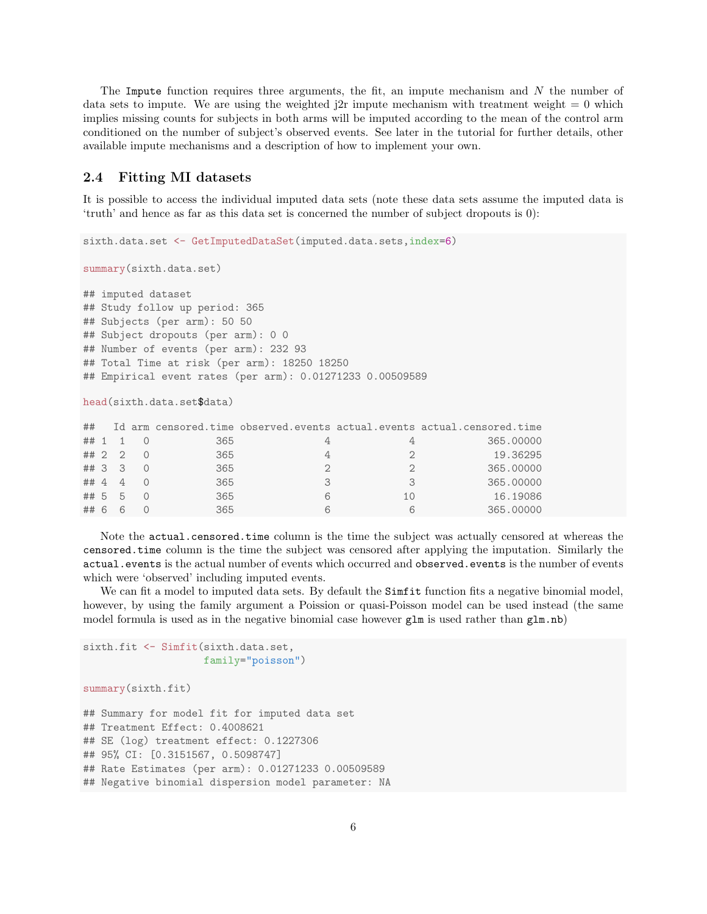The `Impute` function requires three arguments, the fit, an impute mechanism and $N$ the number of data sets to impute. We are using the weighted j2r impute mechanism with treatment weight = 0 which implies missing counts for subjects in both arms will be imputed according to the mean of the control arm conditioned on the number of subject's observed events. See later in the tutorial for further details, other available impute mechanisms and a description of how to implement your own.

### 2.4 Fitting MI datasets

It is possible to access the individual imputed data sets (note these data sets assume the imputed data is 'truth' and hence as far as this data set is concerned the number of subject dropouts is 0):

```
sixth.data.set <- GetImputedDataSet(imputed.data.sets,index=6)

summary(sixth.data.set)

## imputed dataset
## Study follow up period: 365
## Subjects (per arm): 50 50
## Subject dropouts (per arm): 0 0
## Number of events (per arm): 232 93
## Total Time at risk (per arm): 18250 18250
## Empirical event rates (per arm): 0.01271233 0.00509589

head(sixth.data.set$data)

##   Id arm censored.time observed.events actual.events actual.censored.time
## 1  1   0           365               4             4            365.00000
## 2  2   0           365               4             2             19.36295
## 3  3   0           365               2             2            365.00000
## 4  4   0           365               3             3            365.00000
## 5  5   0           365               6            10             16.19086
## 6  6   0           365               6             6            365.00000
```

Note the `actual.censored.time` column is the time the subject was actually censored at whereas the `censored.time` column is the time the subject was censored after applying the imputation. Similarly the `actual.events` is the actual number of events which occurred and `observed.events` is the number of events which were 'observed' including imputed events.

We can fit a model to imputed data sets. By default the `Simfit` function fits a negative binomial model, however, by using the family argument a Poission or quasi-Poisson model can be used instead (the same model formula is used as in the negative binomial case however `glm` is used rather than `glm.nb`)

```
sixth.fit <- Simfit(sixth.data.set,
                    family="poisson")

summary(sixth.fit)

## Summary for model fit for imputed data set
## Treatment Effect: 0.4008621
## SE (log) treatment effect: 0.1227306
## 95% CI: [0.3151567, 0.5098747]
## Rate Estimates (per arm): 0.01271233 0.00509589
## Negative binomial dispersion model parameter: NA
```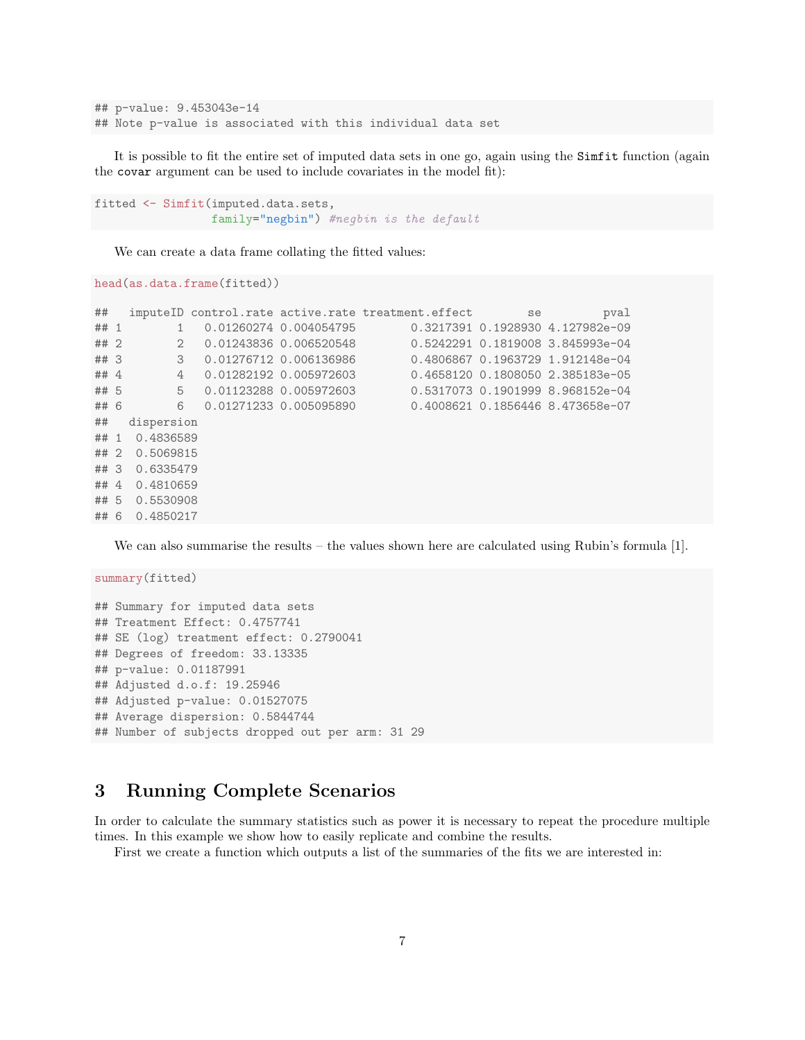```
## p-value: 9.453043e-14
## Note p-value is associated with this individual data set
```

It is possible to fit the entire set of imputed data sets in one go, again using the Simfit function (again the covar argument can be used to include covariates in the model fit):

```
fitted <- Simfit(imputed.data.sets,
                 family="negbin") #negbin is the default
```

We can create a data frame collating the fitted values:

```
head(as.data.frame(fitted))

##   imputeID control.rate active.rate treatment.effect        se         pval
## 1        1   0.01260274 0.004054795        0.3217391 0.1928930 4.127982e-09
## 2        2   0.01243836 0.006520548        0.5242291 0.1819008 3.845993e-04
## 3        3   0.01276712 0.006136986        0.4806867 0.1963729 1.912148e-04
## 4        4   0.01282192 0.005972603        0.4658120 0.1808050 2.385183e-05
## 5        5   0.01123288 0.005972603        0.5317073 0.1901999 8.968152e-04
## 6        6   0.01271233 0.005095890        0.4008621 0.1856446 8.473658e-07
##   dispersion
## 1  0.4836589
## 2  0.5069815
## 3  0.6335479
## 4  0.4810659
## 5  0.5530908
## 6  0.4850217
```

We can also summarise the results – the values shown here are calculated using Rubin's formula [1].

```
summary(fitted)

## Summary for imputed data sets
## Treatment Effect: 0.4757741
## SE (log) treatment effect: 0.2790041
## Degrees of freedom: 33.13335
## p-value: 0.01187991
## Adjusted d.o.f: 19.25946
## Adjusted p-value: 0.01527075
## Average dispersion: 0.5844744
## Number of subjects dropped out per arm: 31 29
```

# 3 Running Complete Scenarios

In order to calculate the summary statistics such as power it is necessary to repeat the procedure multiple times. In this example we show how to easily replicate and combine the results.

First we create a function which outputs a list of the summaries of the fits we are interested in: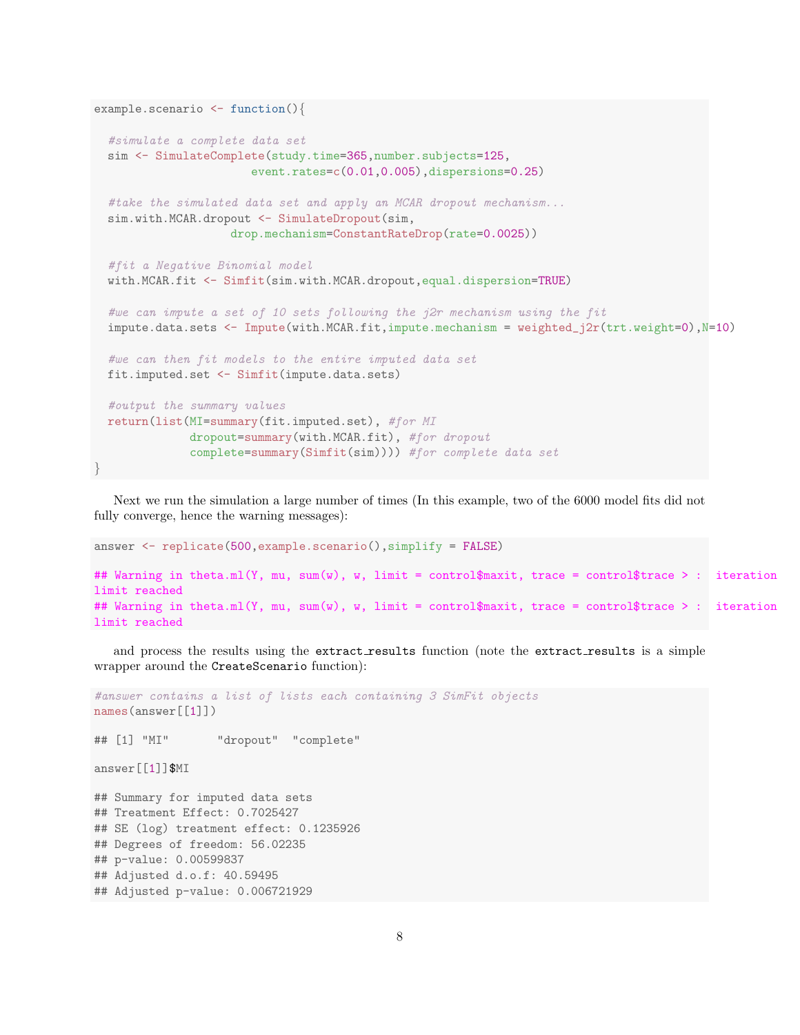```
example.scenario <- function(){

  #simulate a complete data set
  sim <- SimulateComplete(study.time=365,number.subjects=125,
                         event.rates=c(0.01,0.005),dispersions=0.25)

  #take the simulated data set and apply an MCAR dropout mechanism...
  sim.with.MCAR.dropout <- SimulateDropout(sim,
                      drop.mechanism=ConstantRateDrop(rate=0.0025))

  #fit a Negative Binomial model
  with.MCAR.fit <- Simfit(sim.with.MCAR.dropout,equal.dispersion=TRUE)

  #we can impute a set of 10 sets following the j2r mechanism using the fit
  impute.data.sets <- Impute(with.MCAR.fit,impute.mechanism = weighted_j2r(trt.weight=0),N=10)

  #we can then fit models to the entire imputed data set
  fit.imputed.set <- Simfit(impute.data.sets)

  #output the summary values
  return(list(MI=summary(fit.imputed.set), #for MI
              dropout=summary(with.MCAR.fit), #for dropout
              complete=summary(Simfit(sim)))) #for complete data set
}
```

Next we run the simulation a large number of times (In this example, two of the 6000 model fits did not fully converge, hence the warning messages):

```
answer <- replicate(500,example.scenario(),simplify = FALSE)

## Warning in theta.ml(Y, mu, sum(w), w, limit = control$maxit, trace = control$trace > :  iteration
limit reached
## Warning in theta.ml(Y, mu, sum(w), w, limit = control$maxit, trace = control$trace > :  iteration
limit reached
```

and process the results using the `extract_results` function (note the `extract_results` is a simple wrapper around the `CreateScenario` function):

```
#answer contains a list of lists each containing 3 SimFit objects
names(answer[[1]])

## [1] "MI"       "dropout"  "complete"

answer[[1]]$MI

## Summary for imputed data sets
## Treatment Effect: 0.7025427
## SE (log) treatment effect: 0.1235926
## Degrees of freedom: 56.02235
## p-value: 0.00599837
## Adjusted d.o.f: 40.59495
## Adjusted p-value: 0.006721929
```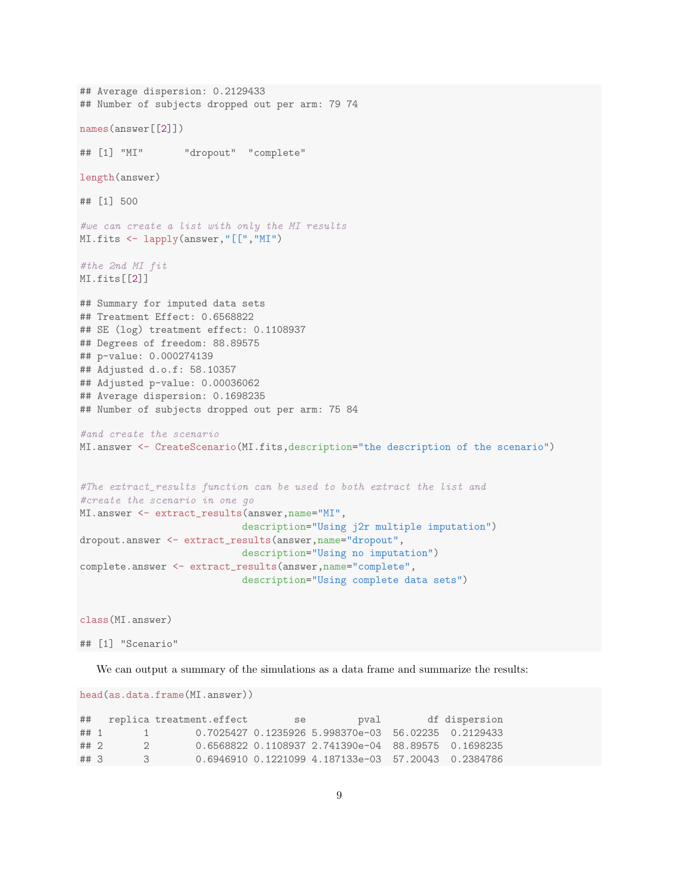```
## Average dispersion: 0.2129433
## Number of subjects dropped out per arm: 79 74

names(answer[[2]])

## [1] "MI"       "dropout"  "complete"

length(answer)

## [1] 500

#we can create a list with only the MI results
MI.fits <- lapply(answer,"[[","MI")

#the 2nd MI fit
MI.fits[[2]]

## Summary for imputed data sets
## Treatment Effect: 0.6568822
## SE (log) treatment effect: 0.1108937
## Degrees of freedom: 88.89575
## p-value: 0.000274139
## Adjusted d.o.f: 58.10357
## Adjusted p-value: 0.00036062
## Average dispersion: 0.1698235
## Number of subjects dropped out per arm: 75 84

#and create the scenario
MI.answer <- CreateScenario(MI.fits,description="the description of the scenario")


#The extract_results function can be used to both extract the list and
#create the scenario in one go
MI.answer <- extract_results(answer,name="MI",
                             description="Using j2r multiple imputation")
dropout.answer <- extract_results(answer,name="dropout",
                             description="Using no imputation")
complete.answer <- extract_results(answer,name="complete",
                             description="Using complete data sets")


class(MI.answer)

## [1] "Scenario"
```

We can output a summary of the simulations as a data frame and summarize the results:

```
head(as.data.frame(MI.answer))

##   replica treatment.effect        se         pval       df dispersion
## 1       1        0.7025427 0.1235926 5.998370e-03  56.02235  0.2129433
## 2       2        0.6568822 0.1108937 2.741390e-04  88.89575  0.1698235
## 3       3        0.6946910 0.1221099 4.187133e-03  57.20043  0.2384786
```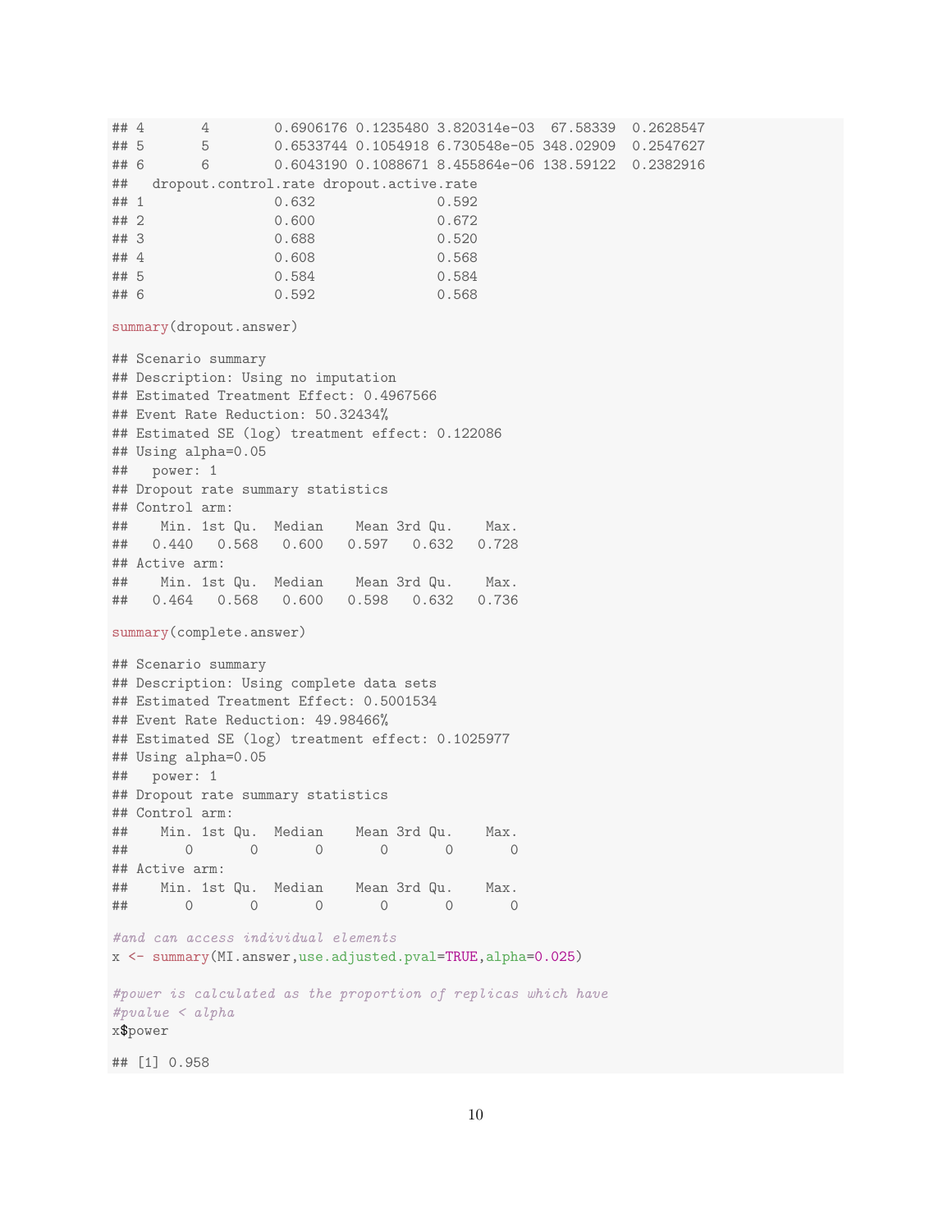```
## 4       4        0.6906176 0.1235480 3.820314e-03  67.58339  0.2628547
## 5       5        0.6533744 0.1054918 6.730548e-05 348.02909  0.2547627
## 6       6        0.6043190 0.1088671 8.455864e-06 138.59122  0.2382916
##   dropout.control.rate dropout.active.rate
## 1                0.632               0.592
## 2                0.600               0.672
## 3                0.688               0.520
## 4                0.608               0.568
## 5                0.584               0.584
## 6                0.592               0.568
```

```
summary(dropout.answer)
```

```
## Scenario summary
## Description: Using no imputation
## Estimated Treatment Effect: 0.4967566
## Event Rate Reduction: 50.32434%
## Estimated SE (log) treatment effect: 0.122086
## Using alpha=0.05
##   power: 1
## Dropout rate summary statistics
## Control arm:
##    Min. 1st Qu.  Median    Mean 3rd Qu.    Max.
##   0.440   0.568   0.600   0.597   0.632   0.728
## Active arm:
##    Min. 1st Qu.  Median    Mean 3rd Qu.    Max.
##   0.464   0.568   0.600   0.598   0.632   0.736
```

```
summary(complete.answer)
```

```
## Scenario summary
## Description: Using complete data sets
## Estimated Treatment Effect: 0.5001534
## Event Rate Reduction: 49.98466%
## Estimated SE (log) treatment effect: 0.1025977
## Using alpha=0.05
##   power: 1
## Dropout rate summary statistics
## Control arm:
##    Min. 1st Qu.  Median    Mean 3rd Qu.    Max.
##       0       0       0       0       0       0
## Active arm:
##    Min. 1st Qu.  Median    Mean 3rd Qu.    Max.
##       0       0       0       0       0       0
```

```
#and can access individual elements
x <- summary(MI.answer,use.adjusted.pval=TRUE,alpha=0.025)

#power is calculated as the proportion of replicas which have
#pvalue < alpha
x$power
```

```
## [1] 0.958
```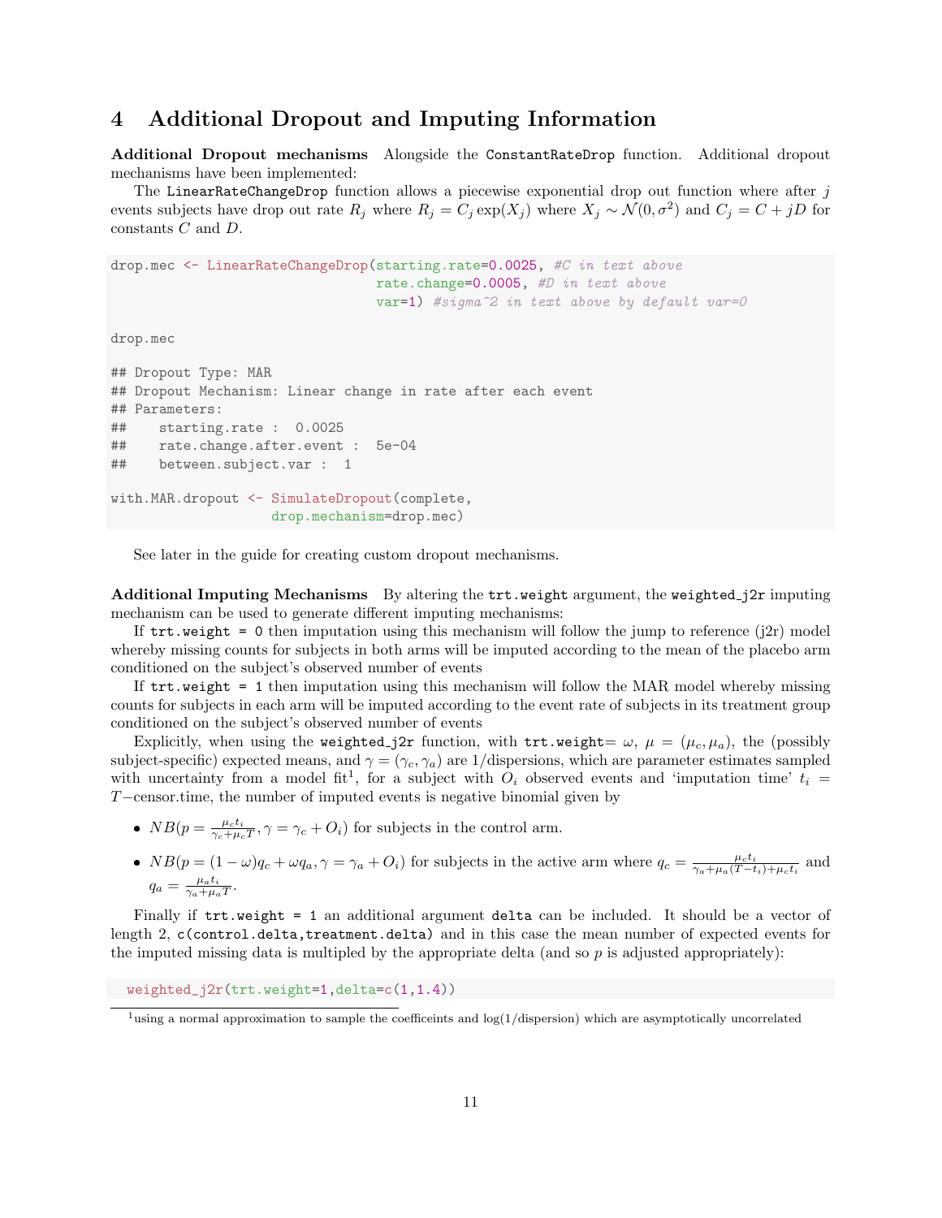# 4 Additional Dropout and Imputing Information

**Additional Dropout mechanisms** Alongside the `ConstantRateDrop` function. Additional dropout mechanisms have been implemented:

The `LinearRateChangeDrop` function allows a piecewise exponential drop out function where after $j$ events subjects have drop out rate $R_j$ where $R_j = C_j \exp(X_j)$ where $X_j \sim \mathcal{N}(0, \sigma^2)$ and $C_j = C + jD$ for constants $C$ and $D$.

```
drop.mec <- LinearRateChangeDrop(starting.rate=0.0025, #C in text above
                                 rate.change=0.0005, #D in text above
                                 var=1) #sigma^2 in text above by default var=0

drop.mec

## Dropout Type: MAR
## Dropout Mechanism: Linear change in rate after each event
## Parameters:
##    starting.rate :  0.0025
##    rate.change.after.event :  5e-04
##    between.subject.var :  1

with.MAR.dropout <- SimulateDropout(complete,
                    drop.mechanism=drop.mec)
```

See later in the guide for creating custom dropout mechanisms.

**Additional Imputing Mechanisms** By altering the `trt.weight` argument, the `weighted_j2r` imputing mechanism can be used to generate different imputing mechanisms:

If `trt.weight = 0` then imputation using this mechanism will follow the jump to reference (j2r) model whereby missing counts for subjects in both arms will be imputed according to the mean of the placebo arm conditioned on the subject's observed number of events

If `trt.weight = 1` then imputation using this mechanism will follow the MAR model whereby missing counts for subjects in each arm will be imputed according to the event rate of subjects in its treatment group conditioned on the subject's observed number of events

Explicitly, when using the `weighted_j2r` function, with `trt.weight`$= \omega$, $\mu = (\mu_c, \mu_a)$, the (possibly subject-specific) expected means, and $\gamma = (\gamma_c, \gamma_a)$ are 1/dispersions, which are parameter estimates sampled with uncertainty from a model fit[1], for a subject with $O_i$ observed events and 'imputation time' $t_i = T-$censor.time, the number of imputed events is negative binomial given by

- $NB(p = \frac{\mu_c t_i}{\gamma_c + \mu_c T}, \gamma = \gamma_c + O_i)$ for subjects in the control arm.
- $NB(p = (1-\omega)q_c + \omega q_a, \gamma = \gamma_a + O_i)$ for subjects in the active arm where $q_c = \frac{\mu_c t_i}{\gamma_a + \mu_a (T - t_i) + \mu_c t_i}$ and $q_a = \frac{\mu_a t_i}{\gamma_a + \mu_a T}$.

Finally if `trt.weight = 1` an additional argument `delta` can be included. It should be a vector of length 2, `c(control.delta,treatment.delta)` and in this case the mean number of expected events for the imputed missing data is multipled by the appropriate delta (and so $p$ is adjusted appropriately):

```
weighted_j2r(trt.weight=1,delta=c(1,1.4))
```

[1] using a normal approximation to sample the coefficeints and log(1/dispersion) which are asymptotically uncorrelated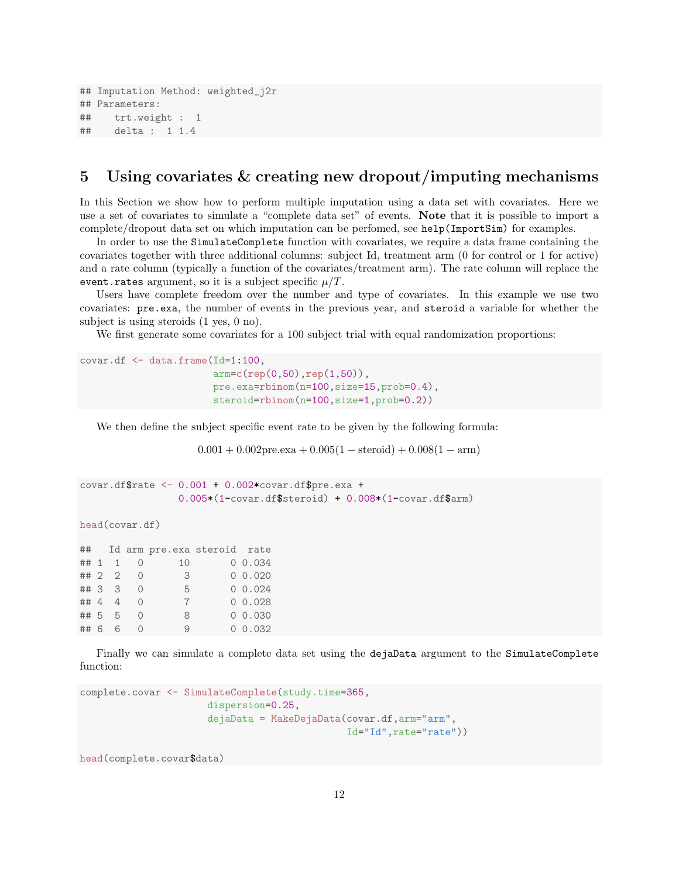```
## Imputation Method: weighted_j2r
## Parameters:
##    trt.weight :  1
##    delta :  1 1.4
```

## 5 Using covariates & creating new dropout/imputing mechanisms

In this Section we show how to perform multiple imputation using a data set with covariates. Here we use a set of covariates to simulate a "complete data set" of events. **Note** that it is possible to import a complete/dropout data set on which imputation can be perfomed, see `help(ImportSim)` for examples.

In order to use the `SimulateComplete` function with covariates, we require a data frame containing the covariates together with three additional columns: subject Id, treatment arm (0 for control or 1 for active) and a rate column (typically a function of the covariates/treatment arm). The rate column will replace the `event.rates` argument, so it is a subject specific $\mu/T$.

Users have complete freedom over the number and type of covariates. In this example we use two covariates: `pre.exa`, the number of events in the previous year, and `steroid` a variable for whether the subject is using steroids (1 yes, 0 no).

We first generate some covariates for a 100 subject trial with equal randomization proportions:

```
covar.df <- data.frame(Id=1:100,
                       arm=c(rep(0,50),rep(1,50)),
                       pre.exa=rbinom(n=100,size=15,prob=0.4),
                       steroid=rbinom(n=100,size=1,prob=0.2))
```

We then define the subject specific event rate to be given by the following formula:

$$0.001 + 0.002\text{pre.exa} + 0.005(1 - \text{steroid}) + 0.008(1 - \text{arm})$$

```
covar.df$rate <- 0.001 + 0.002*covar.df$pre.exa +
                 0.005*(1-covar.df$steroid) + 0.008*(1-covar.df$arm)

head(covar.df)

##   Id arm pre.exa steroid  rate
## 1  1   0      10       0 0.034
## 2  2   0       3       0 0.020
## 3  3   0       5       0 0.024
## 4  4   0       7       0 0.028
## 5  5   0       8       0 0.030
## 6  6   0       9       0 0.032
```

Finally we can simulate a complete data set using the `dejaData` argument to the `SimulateComplete` function:

```
complete.covar <- SimulateComplete(study.time=365,
                      dispersion=0.25,
                      dejaData = MakeDejaData(covar.df,arm="arm",
                                              Id="Id",rate="rate"))

head(complete.covar$data)
```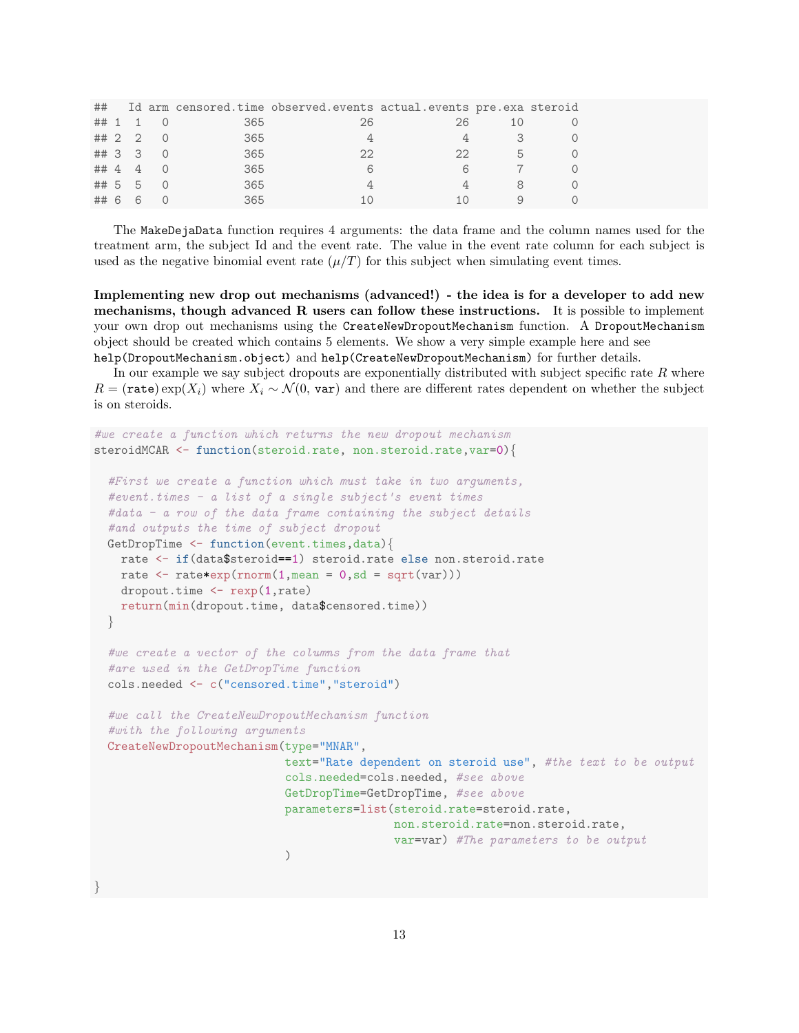```
##   Id arm censored.time observed.events actual.events pre.exa steroid
## 1  1   0           365              26            26      10       0
## 2  2   0           365               4             4       3       0
## 3  3   0           365              22            22       5       0
## 4  4   0           365               6             6       7       0
## 5  5   0           365               4             4       8       0
## 6  6   0           365              10            10       9       0
```

The `MakeDejaData` function requires 4 arguments: the data frame and the column names used for the treatment arm, the subject Id and the event rate. The value in the event rate column for each subject is used as the negative binomial event rate ($\mu/T$) for this subject when simulating event times.

**Implementing new drop out mechanisms (advanced!) - the idea is for a developer to add new mechanisms, though advanced R users can follow these instructions.** It is possible to implement your own drop out mechanisms using the `CreateNewDropoutMechanism` function. A `DropoutMechanism` object should be created which contains 5 elements. We show a very simple example here and see `help(DropoutMechanism.object)` and `help(CreateNewDropoutMechanism)` for further details.

In our example we say subject dropouts are exponentially distributed with subject specific rate $R$ where $R = (\texttt{rate})\exp(X_i)$ where $X_i \sim \mathcal{N}(0, \texttt{var})$ and there are different rates dependent on whether the subject is on steroids.

```
#we create a function which returns the new dropout mechanism
steroidMCAR <- function(steroid.rate, non.steroid.rate,var=0){

  #First we create a function which must take in two arguments,
  #event.times - a list of a single subject's event times
  #data - a row of the data frame containing the subject details
  #and outputs the time of subject dropout
  GetDropTime <- function(event.times,data){
    rate <- if(data$steroid==1) steroid.rate else non.steroid.rate
    rate <- rate*exp(rnorm(1,mean = 0,sd = sqrt(var)))
    dropout.time <- rexp(1,rate)
    return(min(dropout.time, data$censored.time))
  }

  #we create a vector of the columns from the data frame that
  #are used in the GetDropTime function
  cols.needed <- c("censored.time","steroid")

  #we call the CreateNewDropoutMechanism function
  #with the following arguments
  CreateNewDropoutMechanism(type="MNAR",
                            text="Rate dependent on steroid use", #the text to be output
                            cols.needed=cols.needed, #see above
                            GetDropTime=GetDropTime, #see above
                            parameters=list(steroid.rate=steroid.rate,
                                            non.steroid.rate=non.steroid.rate,
                                            var=var) #The parameters to be output
                            )

}
```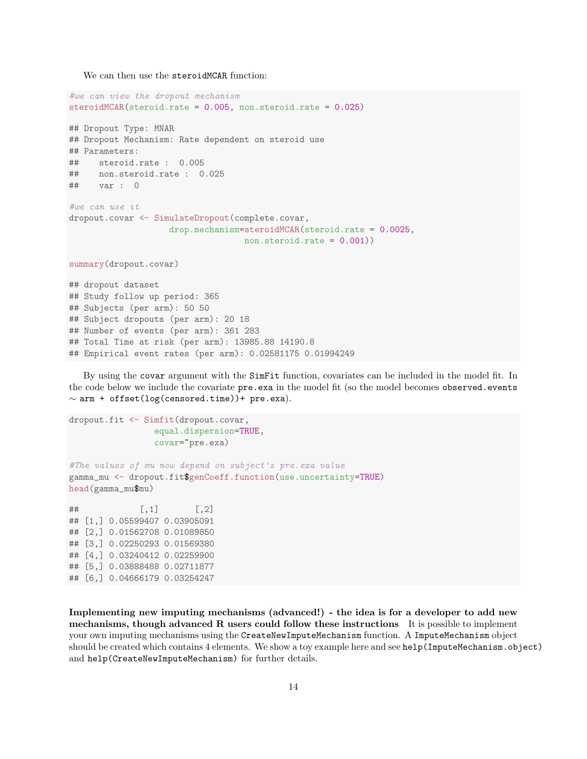We can then use the `steroidMCAR` function:

```
#we can view the dropout mechanism
steroidMCAR(steroid.rate = 0.005, non.steroid.rate = 0.025)

## Dropout Type: MNAR
## Dropout Mechanism: Rate dependent on steroid use
## Parameters:
##    steroid.rate :  0.005
##    non.steroid.rate :  0.025
##    var :  0

#we can use it
dropout.covar <- SimulateDropout(complete.covar,
                    drop.mechanism=steroidMCAR(steroid.rate = 0.0025,
                                   non.steroid.rate = 0.001))

summary(dropout.covar)

## dropout dataset
## Study follow up period: 365
## Subjects (per arm): 50 50
## Subject dropouts (per arm): 20 18
## Number of events (per arm): 361 283
## Total Time at risk (per arm): 13985.88 14190.8
## Empirical event rates (per arm): 0.02581175 0.01994249
```

By using the `covar` argument with the `SimFit` function, covariates can be included in the model fit. In the code below we include the covariate `pre.exa` in the model fit (so the model becomes `observed.events` ∼ `arm + offset(log(censored.time))+ pre.exa`).

```
dropout.fit <- Simfit(dropout.covar,
                 equal.dispersion=TRUE,
                 covar=~pre.exa)

#The values of mu now depend on subject's pre.exa value
gamma_mu <- dropout.fit$genCoeff.function(use.uncertainty=TRUE)
head(gamma_mu$mu)

##            [,1]       [,2]
## [1,] 0.05599407 0.03905091
## [2,] 0.01562708 0.01089850
## [3,] 0.02250293 0.01569380
## [4,] 0.03240412 0.02259900
## [5,] 0.03888488 0.02711877
## [6,] 0.04666179 0.03254247
```

**Implementing new imputing mechanisms (advanced!) - the idea is for a developer to add new mechanisms, though advanced R users could follow these instructions** It is possible to implement your own imputing mechanisms using the `CreateNewImputeMechanism` function. A `ImputeMechanism` object should be created which contains 4 elements. We show a toy example here and see `help(ImputeMechanism.object)` and `help(CreateNewImputeMechanism)` for further details.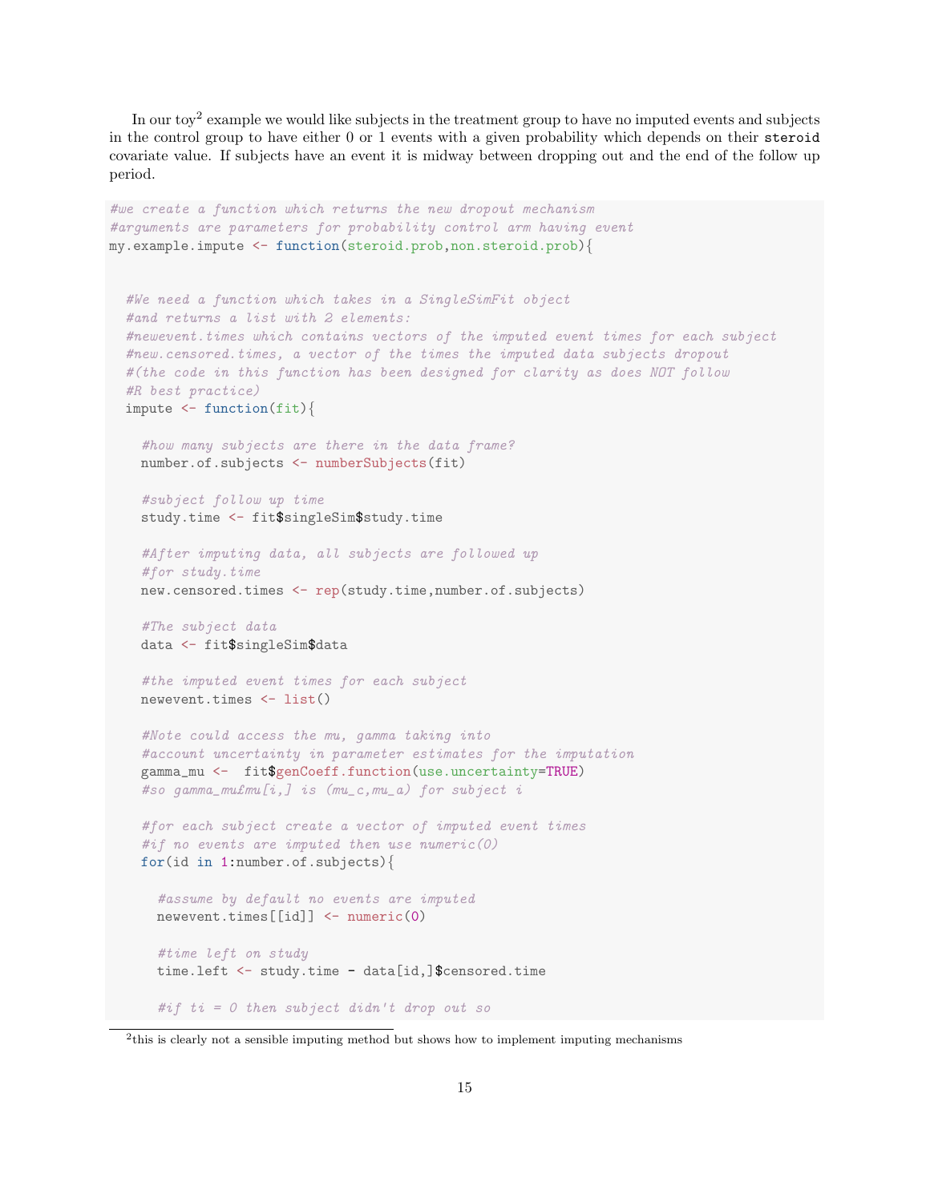In our toy[2] example we would like subjects in the treatment group to have no imputed events and subjects in the control group to have either 0 or 1 events with a given probability which depends on their `steroid` covariate value. If subjects have an event it is midway between dropping out and the end of the follow up period.

```
#we create a function which returns the new dropout mechanism
#arguments are parameters for probability control arm having event
my.example.impute <- function(steroid.prob,non.steroid.prob){


  #We need a function which takes in a SingleSimFit object
  #and returns a list with 2 elements:
  #newevent.times which contains vectors of the imputed event times for each subject
  #new.censored.times, a vector of the times the imputed data subjects dropout
  #(the code in this function has been designed for clarity as does NOT follow
  #R best practice)
  impute <- function(fit){

    #how many subjects are there in the data frame?
    number.of.subjects <- numberSubjects(fit)

    #subject follow up time
    study.time <- fit$singleSim$study.time

    #After imputing data, all subjects are followed up
    #for study.time
    new.censored.times <- rep(study.time,number.of.subjects)

    #The subject data
    data <- fit$singleSim$data

    #the imputed event times for each subject
    newevent.times <- list()

    #Note could access the mu, gamma taking into
    #account uncertainty in parameter estimates for the imputation
    gamma_mu <-  fit$genCoeff.function(use.uncertainty=TRUE)
    #so gamma_mu£mu[i,] is (mu_c,mu_a) for subject i

    #for each subject create a vector of imputed event times
    #if no events are imputed then use numeric(0)
    for(id in 1:number.of.subjects){

      #assume by default no events are imputed
      newevent.times[[id]] <- numeric(0)

      #time left on study
      time.left <- study.time - data[id,]$censored.time

      #if ti = 0 then subject didn't drop out so
```

[2] this is clearly not a sensible imputing method but shows how to implement imputing mechanisms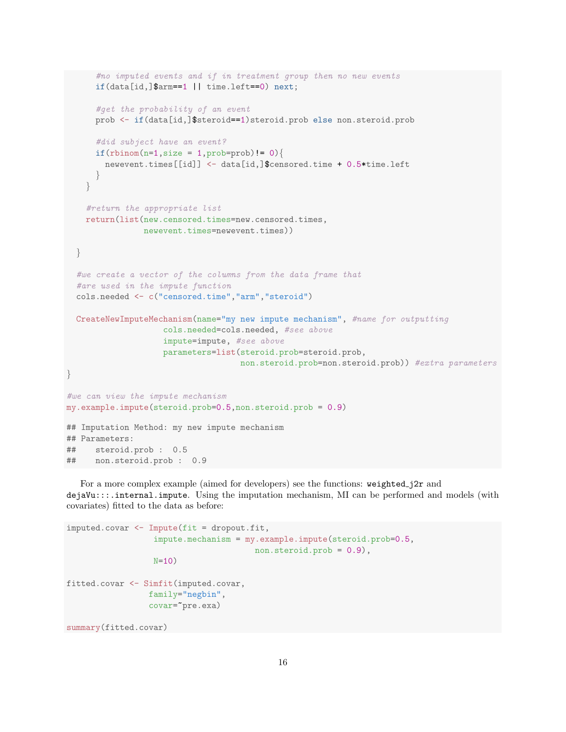```r
      #no imputed events and if in treatment group then no new events
      if(data[id,]$arm==1 || time.left==0) next;

      #get the probability of an event
      prob <- if(data[id,]$steroid==1)steroid.prob else non.steroid.prob

      #did subject have an event?
      if(rbinom(n=1,size = 1,prob=prob)!= 0){
        newevent.times[[id]] <- data[id,]$censored.time + 0.5*time.left
      }
    }

    #return the appropriate list
    return(list(new.censored.times=new.censored.times,
                newevent.times=newevent.times))

  }

  #we create a vector of the columns from the data frame that
  #are used in the impute function
  cols.needed <- c("censored.time","arm","steroid")

  CreateNewImputeMechanism(name="my new impute mechanism", #name for outputting
                   cols.needed=cols.needed, #see above
                   impute=impute, #see above
                   parameters=list(steroid.prob=steroid.prob,
                                   non.steroid.prob=non.steroid.prob)) #extra parameters
}

#we can view the impute mechanism
my.example.impute(steroid.prob=0.5,non.steroid.prob = 0.9)

## Imputation Method: my new impute mechanism
## Parameters:
##    steroid.prob :  0.5
##    non.steroid.prob :  0.9
```

For a more complex example (aimed for developers) see the functions: `weighted_j2r` and `dejaVu:::.internal.impute`. Using the imputation mechanism, MI can be performed and models (with covariates) fitted to the data as before:

```r
imputed.covar <- Impute(fit = dropout.fit,
                 impute.mechanism = my.example.impute(steroid.prob=0.5,
                                    non.steroid.prob = 0.9),
                 N=10)

fitted.covar <- Simfit(imputed.covar,
                family="negbin",
                covar=~pre.exa)

summary(fitted.covar)
```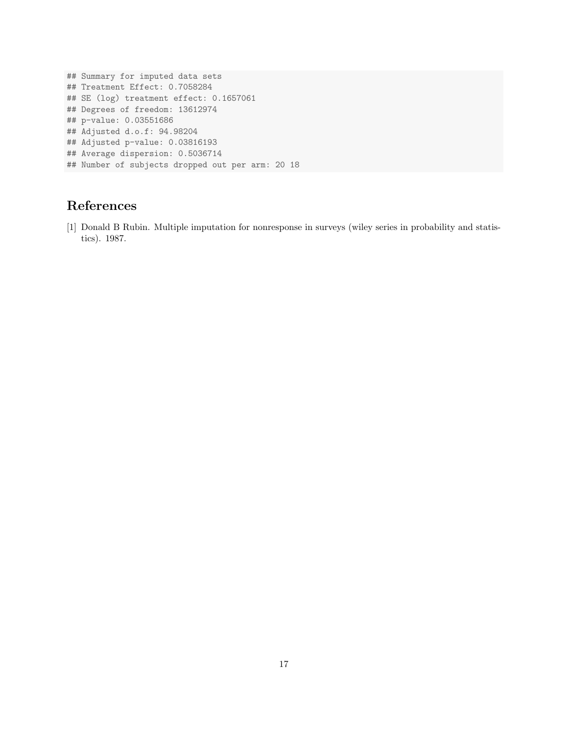```
## Summary for imputed data sets
## Treatment Effect: 0.7058284
## SE (log) treatment effect: 0.1657061
## Degrees of freedom: 13612974
## p-value: 0.03551686
## Adjusted d.o.f: 94.98204
## Adjusted p-value: 0.03816193
## Average dispersion: 0.5036714
## Number of subjects dropped out per arm: 20 18
```

## References

[1] Donald B Rubin. Multiple imputation for nonresponse in surveys (wiley series in probability and statistics). 1987.